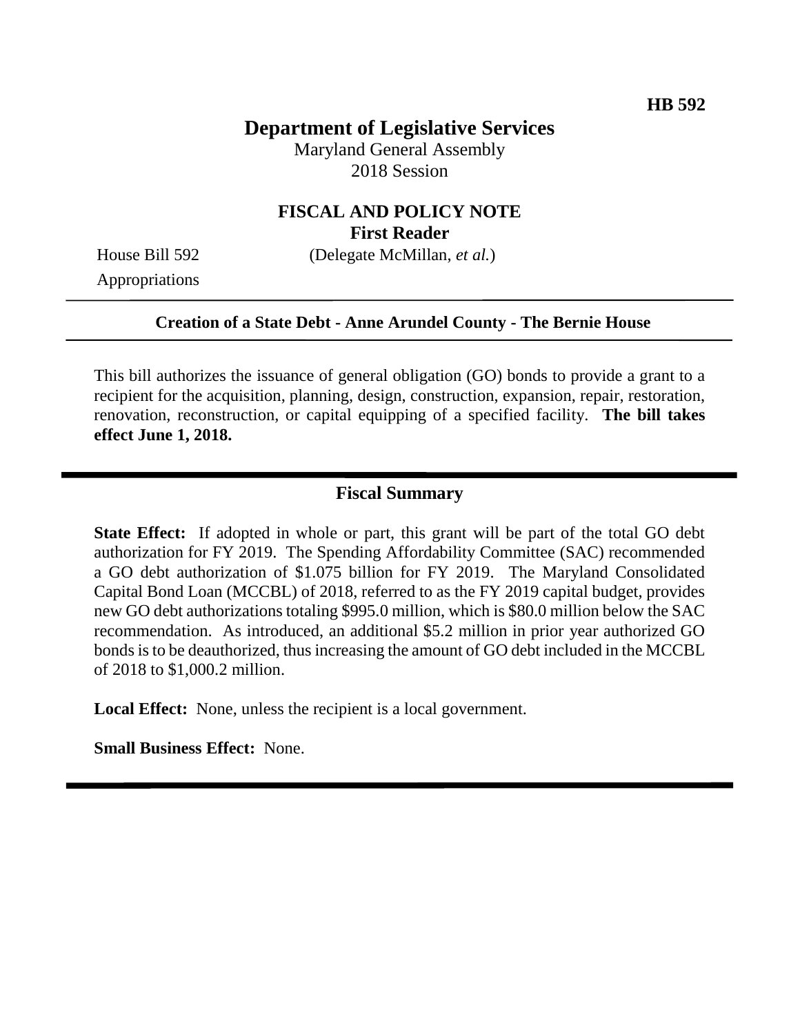HB 592

# Department of Legislative Services

Maryland General Assembly
2018 Session

## FISCAL AND POLICY NOTE
**First Reader**

House Bill 592 (Delegate McMillan, *et al.*)
Appropriations

---

**Creation of a State Debt - Anne Arundel County - The Bernie House**

---

This bill authorizes the issuance of general obligation (GO) bonds to provide a grant to a recipient for the acquisition, planning, design, construction, expansion, repair, restoration, renovation, reconstruction, or capital equipping of a specified facility. **The bill takes effect June 1, 2018.**

---

## Fiscal Summary

**State Effect:** If adopted in whole or part, this grant will be part of the total GO debt authorization for FY 2019. The Spending Affordability Committee (SAC) recommended a GO debt authorization of $1.075 billion for FY 2019. The Maryland Consolidated Capital Bond Loan (MCCBL) of 2018, referred to as the FY 2019 capital budget, provides new GO debt authorizations totaling $995.0 million, which is $80.0 million below the SAC recommendation. As introduced, an additional $5.2 million in prior year authorized GO bonds is to be deauthorized, thus increasing the amount of GO debt included in the MCCBL of 2018 to $1,000.2 million.

**Local Effect:** None, unless the recipient is a local government.

**Small Business Effect:** None.

---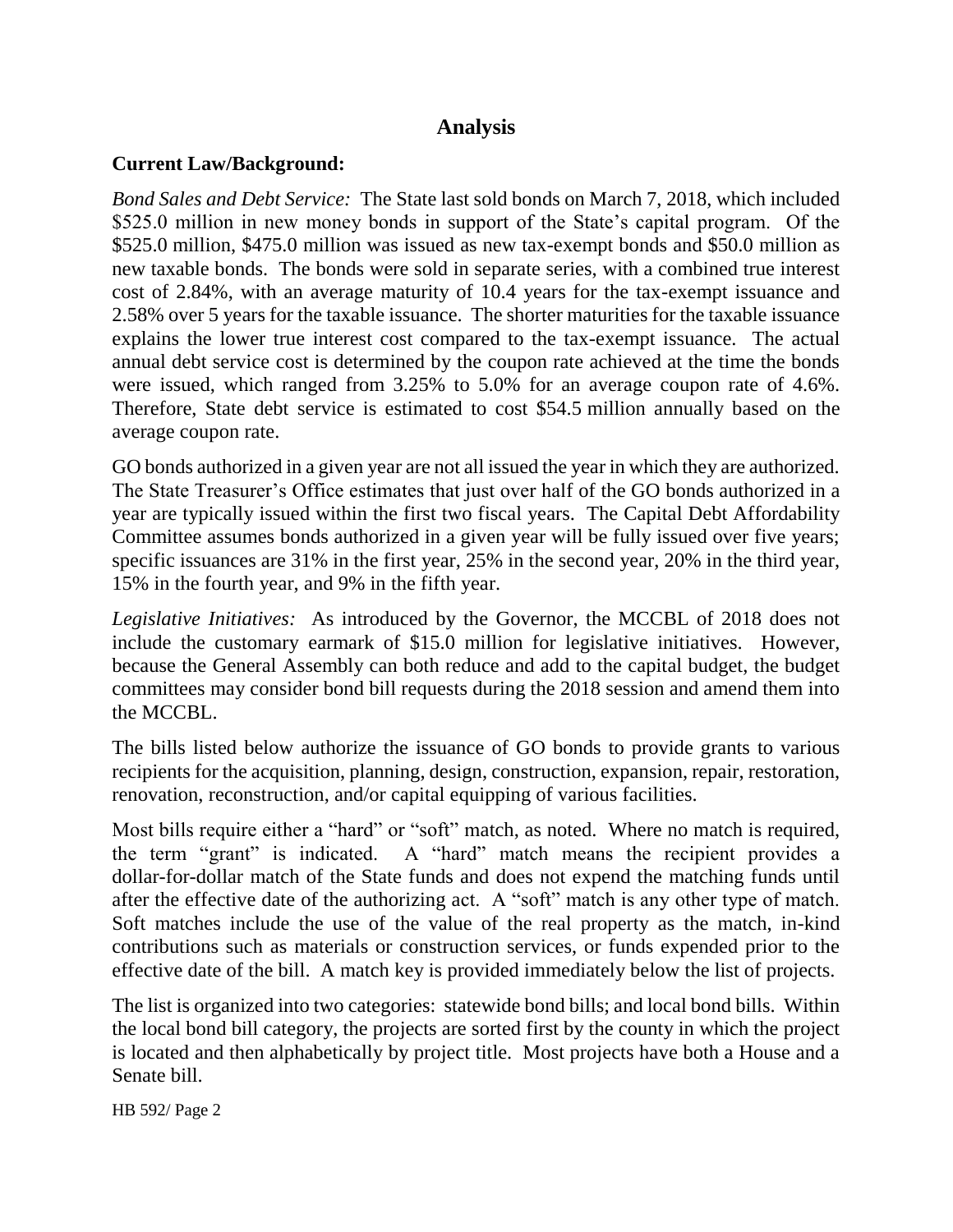# Analysis

**Current Law/Background:**

*Bond Sales and Debt Service:* The State last sold bonds on March 7, 2018, which included \$525.0 million in new money bonds in support of the State's capital program. Of the \$525.0 million, \$475.0 million was issued as new tax-exempt bonds and \$50.0 million as new taxable bonds. The bonds were sold in separate series, with a combined true interest cost of 2.84%, with an average maturity of 10.4 years for the tax-exempt issuance and 2.58% over 5 years for the taxable issuance. The shorter maturities for the taxable issuance explains the lower true interest cost compared to the tax-exempt issuance. The actual annual debt service cost is determined by the coupon rate achieved at the time the bonds were issued, which ranged from 3.25% to 5.0% for an average coupon rate of 4.6%. Therefore, State debt service is estimated to cost \$54.5 million annually based on the average coupon rate.

GO bonds authorized in a given year are not all issued the year in which they are authorized. The State Treasurer's Office estimates that just over half of the GO bonds authorized in a year are typically issued within the first two fiscal years. The Capital Debt Affordability Committee assumes bonds authorized in a given year will be fully issued over five years; specific issuances are 31% in the first year, 25% in the second year, 20% in the third year, 15% in the fourth year, and 9% in the fifth year.

*Legislative Initiatives:* As introduced by the Governor, the MCCBL of 2018 does not include the customary earmark of \$15.0 million for legislative initiatives. However, because the General Assembly can both reduce and add to the capital budget, the budget committees may consider bond bill requests during the 2018 session and amend them into the MCCBL.

The bills listed below authorize the issuance of GO bonds to provide grants to various recipients for the acquisition, planning, design, construction, expansion, repair, restoration, renovation, reconstruction, and/or capital equipping of various facilities.

Most bills require either a "hard" or "soft" match, as noted. Where no match is required, the term "grant" is indicated. A "hard" match means the recipient provides a dollar-for-dollar match of the State funds and does not expend the matching funds until after the effective date of the authorizing act. A "soft" match is any other type of match. Soft matches include the use of the value of the real property as the match, in-kind contributions such as materials or construction services, or funds expended prior to the effective date of the bill. A match key is provided immediately below the list of projects.

The list is organized into two categories: statewide bond bills; and local bond bills. Within the local bond bill category, the projects are sorted first by the county in which the project is located and then alphabetically by project title. Most projects have both a House and a Senate bill.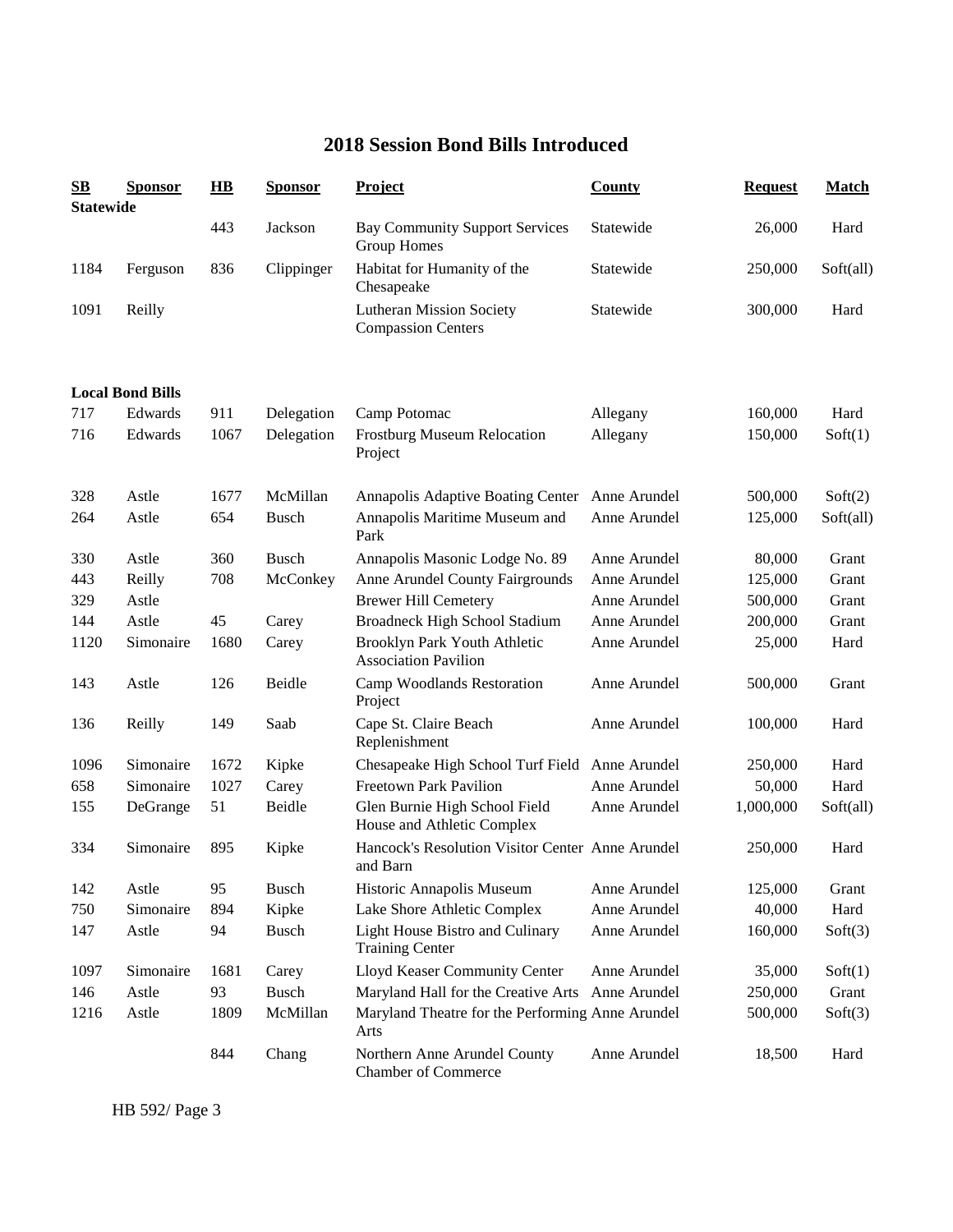# 2018 Session Bond Bills Introduced

| SB | Sponsor | HB | Sponsor | Project | County | Request | Match |
|---|---|---|---|---|---|---|---|
| **Statewide** | | | | | | | |
| | | 443 | Jackson | Bay Community Support Services Group Homes | Statewide | 26,000 | Hard |
| 1184 | Ferguson | 836 | Clippinger | Habitat for Humanity of the Chesapeake | Statewide | 250,000 | Soft(all) |
| 1091 | Reilly | | | Lutheran Mission Society Compassion Centers | Statewide | 300,000 | Hard |
| **Local Bond Bills** | | | | | | | |
| 717 | Edwards | 911 | Delegation | Camp Potomac | Allegany | 160,000 | Hard |
| 716 | Edwards | 1067 | Delegation | Frostburg Museum Relocation Project | Allegany | 150,000 | Soft(1) |
| 328 | Astle | 1677 | McMillan | Annapolis Adaptive Boating Center | Anne Arundel | 500,000 | Soft(2) |
| 264 | Astle | 654 | Busch | Annapolis Maritime Museum and Park | Anne Arundel | 125,000 | Soft(all) |
| 330 | Astle | 360 | Busch | Annapolis Masonic Lodge No. 89 | Anne Arundel | 80,000 | Grant |
| 443 | Reilly | 708 | McConkey | Anne Arundel County Fairgrounds | Anne Arundel | 125,000 | Grant |
| 329 | Astle | | | Brewer Hill Cemetery | Anne Arundel | 500,000 | Grant |
| 144 | Astle | 45 | Carey | Broadneck High School Stadium | Anne Arundel | 200,000 | Grant |
| 1120 | Simonaire | 1680 | Carey | Brooklyn Park Youth Athletic Association Pavilion | Anne Arundel | 25,000 | Hard |
| 143 | Astle | 126 | Beidle | Camp Woodlands Restoration Project | Anne Arundel | 500,000 | Grant |
| 136 | Reilly | 149 | Saab | Cape St. Claire Beach Replenishment | Anne Arundel | 100,000 | Hard |
| 1096 | Simonaire | 1672 | Kipke | Chesapeake High School Turf Field | Anne Arundel | 250,000 | Hard |
| 658 | Simonaire | 1027 | Carey | Freetown Park Pavilion | Anne Arundel | 50,000 | Hard |
| 155 | DeGrange | 51 | Beidle | Glen Burnie High School Field House and Athletic Complex | Anne Arundel | 1,000,000 | Soft(all) |
| 334 | Simonaire | 895 | Kipke | Hancock's Resolution Visitor Center and Barn | Anne Arundel | 250,000 | Hard |
| 142 | Astle | 95 | Busch | Historic Annapolis Museum | Anne Arundel | 125,000 | Grant |
| 750 | Simonaire | 894 | Kipke | Lake Shore Athletic Complex | Anne Arundel | 40,000 | Hard |
| 147 | Astle | 94 | Busch | Light House Bistro and Culinary Training Center | Anne Arundel | 160,000 | Soft(3) |
| 1097 | Simonaire | 1681 | Carey | Lloyd Keaser Community Center | Anne Arundel | 35,000 | Soft(1) |
| 146 | Astle | 93 | Busch | Maryland Hall for the Creative Arts | Anne Arundel | 250,000 | Grant |
| 1216 | Astle | 1809 | McMillan | Maryland Theatre for the Performing Arts | Anne Arundel | 500,000 | Soft(3) |
| | | 844 | Chang | Northern Anne Arundel County Chamber of Commerce | Anne Arundel | 18,500 | Hard |

HB 592/ Page 3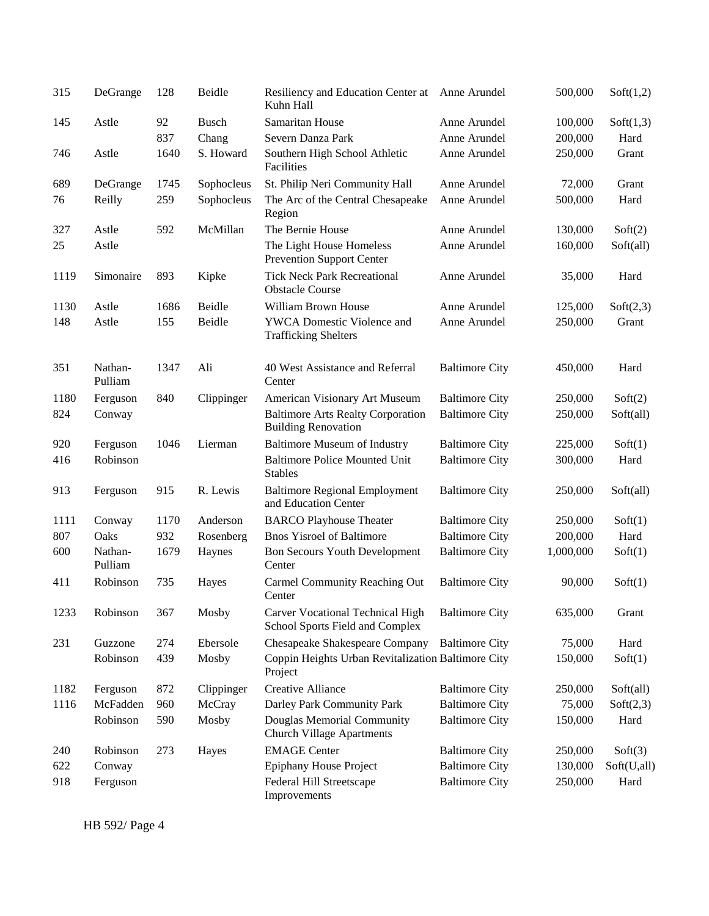| | | | | | | | |
|---|---|---|---|---|---|---|---|
| 315 | DeGrange | 128 | Beidle | Resiliency and Education Center at Kuhn Hall | Anne Arundel | 500,000 | Soft(1,2) |
| 145 | Astle | 92 | Busch | Samaritan House | Anne Arundel | 100,000 | Soft(1,3) |
| | | 837 | Chang | Severn Danza Park | Anne Arundel | 200,000 | Hard |
| 746 | Astle | 1640 | S. Howard | Southern High School Athletic Facilities | Anne Arundel | 250,000 | Grant |
| 689 | DeGrange | 1745 | Sophocleus | St. Philip Neri Community Hall | Anne Arundel | 72,000 | Grant |
| 76 | Reilly | 259 | Sophocleus | The Arc of the Central Chesapeake Region | Anne Arundel | 500,000 | Hard |
| 327 | Astle | 592 | McMillan | The Bernie House | Anne Arundel | 130,000 | Soft(2) |
| 25 | Astle | | | The Light House Homeless Prevention Support Center | Anne Arundel | 160,000 | Soft(all) |
| 1119 | Simonaire | 893 | Kipke | Tick Neck Park Recreational Obstacle Course | Anne Arundel | 35,000 | Hard |
| 1130 | Astle | 1686 | Beidle | William Brown House | Anne Arundel | 125,000 | Soft(2,3) |
| 148 | Astle | 155 | Beidle | YWCA Domestic Violence and Trafficking Shelters | Anne Arundel | 250,000 | Grant |
| 351 | Nathan-Pulliam | 1347 | Ali | 40 West Assistance and Referral Center | Baltimore City | 450,000 | Hard |
| 1180 | Ferguson | 840 | Clippinger | American Visionary Art Museum | Baltimore City | 250,000 | Soft(2) |
| 824 | Conway | | | Baltimore Arts Realty Corporation Building Renovation | Baltimore City | 250,000 | Soft(all) |
| 920 | Ferguson | 1046 | Lierman | Baltimore Museum of Industry | Baltimore City | 225,000 | Soft(1) |
| 416 | Robinson | | | Baltimore Police Mounted Unit Stables | Baltimore City | 300,000 | Hard |
| 913 | Ferguson | 915 | R. Lewis | Baltimore Regional Employment and Education Center | Baltimore City | 250,000 | Soft(all) |
| 1111 | Conway | 1170 | Anderson | BARCO Playhouse Theater | Baltimore City | 250,000 | Soft(1) |
| 807 | Oaks | 932 | Rosenberg | Bnos Yisroel of Baltimore | Baltimore City | 200,000 | Hard |
| 600 | Nathan-Pulliam | 1679 | Haynes | Bon Secours Youth Development Center | Baltimore City | 1,000,000 | Soft(1) |
| 411 | Robinson | 735 | Hayes | Carmel Community Reaching Out Center | Baltimore City | 90,000 | Soft(1) |
| 1233 | Robinson | 367 | Mosby | Carver Vocational Technical High School Sports Field and Complex | Baltimore City | 635,000 | Grant |
| 231 | Guzzone | 274 | Ebersole | Chesapeake Shakespeare Company | Baltimore City | 75,000 | Hard |
| | Robinson | 439 | Mosby | Coppin Heights Urban Revitalization Project | Baltimore City | 150,000 | Soft(1) |
| 1182 | Ferguson | 872 | Clippinger | Creative Alliance | Baltimore City | 250,000 | Soft(all) |
| 1116 | McFadden | 960 | McCray | Darley Park Community Park | Baltimore City | 75,000 | Soft(2,3) |
| | Robinson | 590 | Mosby | Douglas Memorial Community Church Village Apartments | Baltimore City | 150,000 | Hard |
| 240 | Robinson | 273 | Hayes | EMAGE Center | Baltimore City | 250,000 | Soft(3) |
| 622 | Conway | | | Epiphany House Project | Baltimore City | 130,000 | Soft(U,all) |
| 918 | Ferguson | | | Federal Hill Streetscape Improvements | Baltimore City | 250,000 | Hard |

HB 592/ Page 4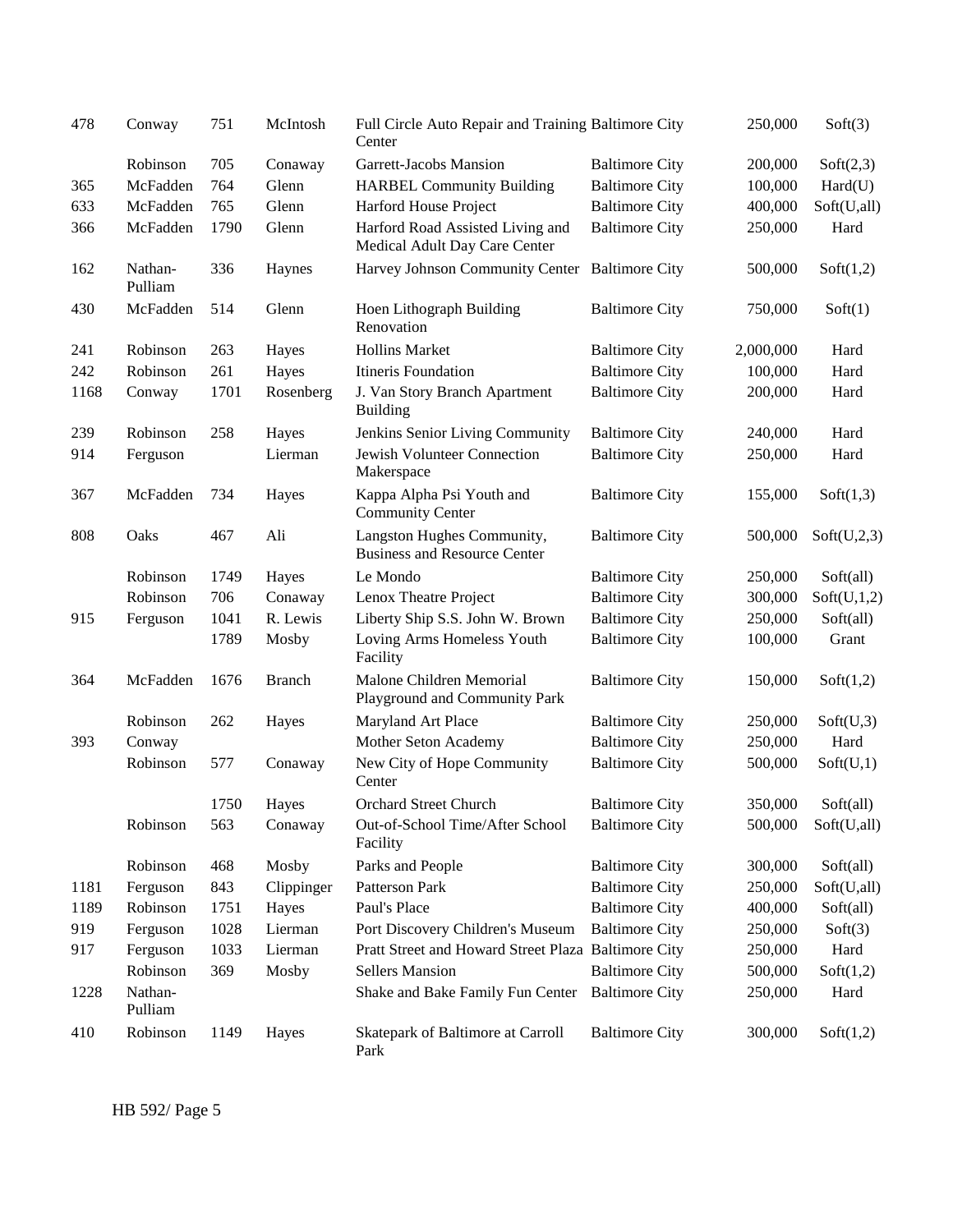| | | | | | | | |
|---|---|---|---|---|---|---|---|
| 478 | Conway | 751 | McIntosh | Full Circle Auto Repair and Training Center | Baltimore City | 250,000 | Soft(3) |
| | Robinson | 705 | Conaway | Garrett-Jacobs Mansion | Baltimore City | 200,000 | Soft(2,3) |
| 365 | McFadden | 764 | Glenn | HARBEL Community Building | Baltimore City | 100,000 | Hard(U) |
| 633 | McFadden | 765 | Glenn | Harford House Project | Baltimore City | 400,000 | Soft(U,all) |
| 366 | McFadden | 1790 | Glenn | Harford Road Assisted Living and Medical Adult Day Care Center | Baltimore City | 250,000 | Hard |
| 162 | Nathan-Pulliam | 336 | Haynes | Harvey Johnson Community Center | Baltimore City | 500,000 | Soft(1,2) |
| 430 | McFadden | 514 | Glenn | Hoen Lithograph Building Renovation | Baltimore City | 750,000 | Soft(1) |
| 241 | Robinson | 263 | Hayes | Hollins Market | Baltimore City | 2,000,000 | Hard |
| 242 | Robinson | 261 | Hayes | Itineris Foundation | Baltimore City | 100,000 | Hard |
| 1168 | Conway | 1701 | Rosenberg | J. Van Story Branch Apartment Building | Baltimore City | 200,000 | Hard |
| 239 | Robinson | 258 | Hayes | Jenkins Senior Living Community | Baltimore City | 240,000 | Hard |
| 914 | Ferguson | | Lierman | Jewish Volunteer Connection Makerspace | Baltimore City | 250,000 | Hard |
| 367 | McFadden | 734 | Hayes | Kappa Alpha Psi Youth and Community Center | Baltimore City | 155,000 | Soft(1,3) |
| 808 | Oaks | 467 | Ali | Langston Hughes Community, Business and Resource Center | Baltimore City | 500,000 | Soft(U,2,3) |
| | Robinson | 1749 | Hayes | Le Mondo | Baltimore City | 250,000 | Soft(all) |
| | Robinson | 706 | Conaway | Lenox Theatre Project | Baltimore City | 300,000 | Soft(U,1,2) |
| 915 | Ferguson | 1041 | R. Lewis | Liberty Ship S.S. John W. Brown | Baltimore City | 250,000 | Soft(all) |
| | | 1789 | Mosby | Loving Arms Homeless Youth Facility | Baltimore City | 100,000 | Grant |
| 364 | McFadden | 1676 | Branch | Malone Children Memorial Playground and Community Park | Baltimore City | 150,000 | Soft(1,2) |
| | Robinson | 262 | Hayes | Maryland Art Place | Baltimore City | 250,000 | Soft(U,3) |
| 393 | Conway | | | Mother Seton Academy | Baltimore City | 250,000 | Hard |
| | Robinson | 577 | Conaway | New City of Hope Community Center | Baltimore City | 500,000 | Soft(U,1) |
| | | 1750 | Hayes | Orchard Street Church | Baltimore City | 350,000 | Soft(all) |
| | Robinson | 563 | Conaway | Out-of-School Time/After School Facility | Baltimore City | 500,000 | Soft(U,all) |
| | Robinson | 468 | Mosby | Parks and People | Baltimore City | 300,000 | Soft(all) |
| 1181 | Ferguson | 843 | Clippinger | Patterson Park | Baltimore City | 250,000 | Soft(U,all) |
| 1189 | Robinson | 1751 | Hayes | Paul's Place | Baltimore City | 400,000 | Soft(all) |
| 919 | Ferguson | 1028 | Lierman | Port Discovery Children's Museum | Baltimore City | 250,000 | Soft(3) |
| 917 | Ferguson | 1033 | Lierman | Pratt Street and Howard Street Plaza | Baltimore City | 250,000 | Hard |
| | Robinson | 369 | Mosby | Sellers Mansion | Baltimore City | 500,000 | Soft(1,2) |
| 1228 | Nathan-Pulliam | | | Shake and Bake Family Fun Center | Baltimore City | 250,000 | Hard |
| 410 | Robinson | 1149 | Hayes | Skatepark of Baltimore at Carroll Park | Baltimore City | 300,000 | Soft(1,2) |

HB 592/ Page 5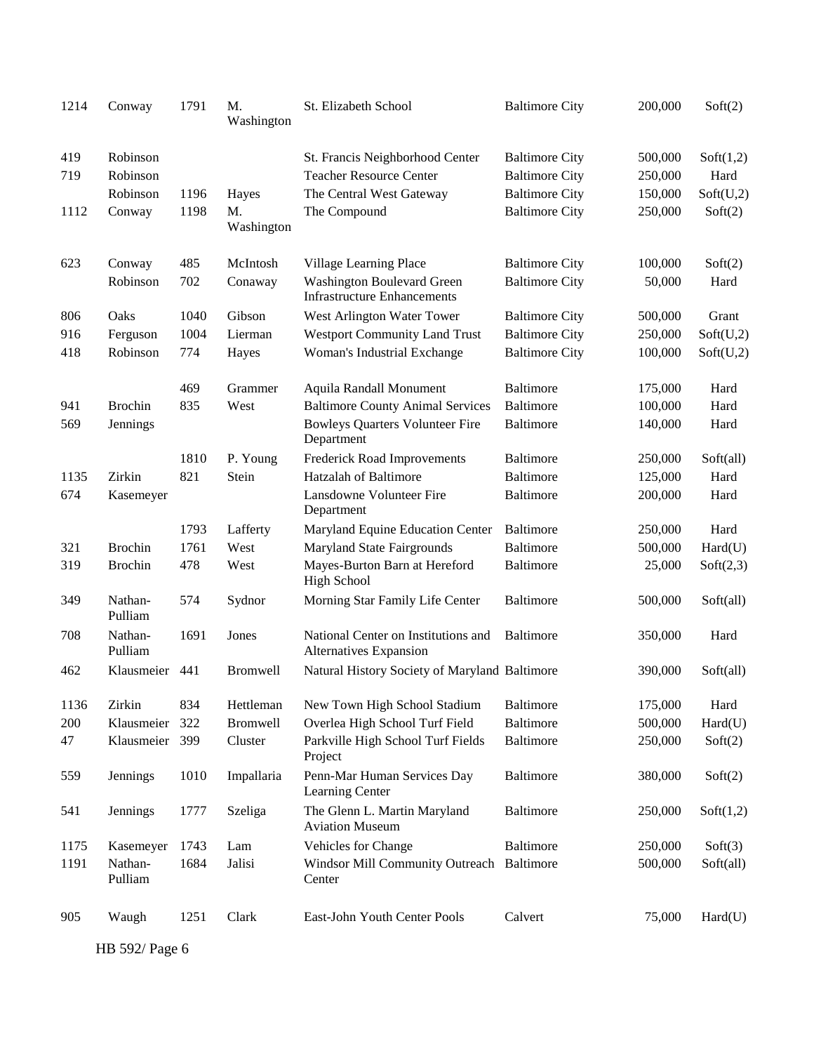| | | | | | | | |
|---|---|---|---|---|---|---|---|
| 1214 | Conway | 1791 | M. Washington | St. Elizabeth School | Baltimore City | 200,000 | Soft(2) |
| 419 | Robinson | | | St. Francis Neighborhood Center | Baltimore City | 500,000 | Soft(1,2) |
| 719 | Robinson | | | Teacher Resource Center | Baltimore City | 250,000 | Hard |
| | Robinson | 1196 | Hayes | The Central West Gateway | Baltimore City | 150,000 | Soft(U,2) |
| 1112 | Conway | 1198 | M. Washington | The Compound | Baltimore City | 250,000 | Soft(2) |
| 623 | Conway | 485 | McIntosh | Village Learning Place | Baltimore City | 100,000 | Soft(2) |
| | Robinson | 702 | Conaway | Washington Boulevard Green Infrastructure Enhancements | Baltimore City | 50,000 | Hard |
| 806 | Oaks | 1040 | Gibson | West Arlington Water Tower | Baltimore City | 500,000 | Grant |
| 916 | Ferguson | 1004 | Lierman | Westport Community Land Trust | Baltimore City | 250,000 | Soft(U,2) |
| 418 | Robinson | 774 | Hayes | Woman's Industrial Exchange | Baltimore City | 100,000 | Soft(U,2) |
| | | 469 | Grammer | Aquila Randall Monument | Baltimore | 175,000 | Hard |
| 941 | Brochin | 835 | West | Baltimore County Animal Services | Baltimore | 100,000 | Hard |
| 569 | Jennings | | | Bowleys Quarters Volunteer Fire Department | Baltimore | 140,000 | Hard |
| | | 1810 | P. Young | Frederick Road Improvements | Baltimore | 250,000 | Soft(all) |
| 1135 | Zirkin | 821 | Stein | Hatzalah of Baltimore | Baltimore | 125,000 | Hard |
| 674 | Kasemeyer | | | Lansdowne Volunteer Fire Department | Baltimore | 200,000 | Hard |
| | | 1793 | Lafferty | Maryland Equine Education Center | Baltimore | 250,000 | Hard |
| 321 | Brochin | 1761 | West | Maryland State Fairgrounds | Baltimore | 500,000 | Hard(U) |
| 319 | Brochin | 478 | West | Mayes-Burton Barn at Hereford High School | Baltimore | 25,000 | Soft(2,3) |
| 349 | Nathan-Pulliam | 574 | Sydnor | Morning Star Family Life Center | Baltimore | 500,000 | Soft(all) |
| 708 | Nathan-Pulliam | 1691 | Jones | National Center on Institutions and Alternatives Expansion | Baltimore | 350,000 | Hard |
| 462 | Klausmeier | 441 | Bromwell | Natural History Society of Maryland | Baltimore | 390,000 | Soft(all) |
| 1136 | Zirkin | 834 | Hettleman | New Town High School Stadium | Baltimore | 175,000 | Hard |
| 200 | Klausmeier | 322 | Bromwell | Overlea High School Turf Field | Baltimore | 500,000 | Hard(U) |
| 47 | Klausmeier | 399 | Cluster | Parkville High School Turf Fields Project | Baltimore | 250,000 | Soft(2) |
| 559 | Jennings | 1010 | Impallaria | Penn-Mar Human Services Day Learning Center | Baltimore | 380,000 | Soft(2) |
| 541 | Jennings | 1777 | Szeliga | The Glenn L. Martin Maryland Aviation Museum | Baltimore | 250,000 | Soft(1,2) |
| 1175 | Kasemeyer | 1743 | Lam | Vehicles for Change | Baltimore | 250,000 | Soft(3) |
| 1191 | Nathan-Pulliam | 1684 | Jalisi | Windsor Mill Community Outreach Center | Baltimore | 500,000 | Soft(all) |
| 905 | Waugh | 1251 | Clark | East-John Youth Center Pools | Calvert | 75,000 | Hard(U) |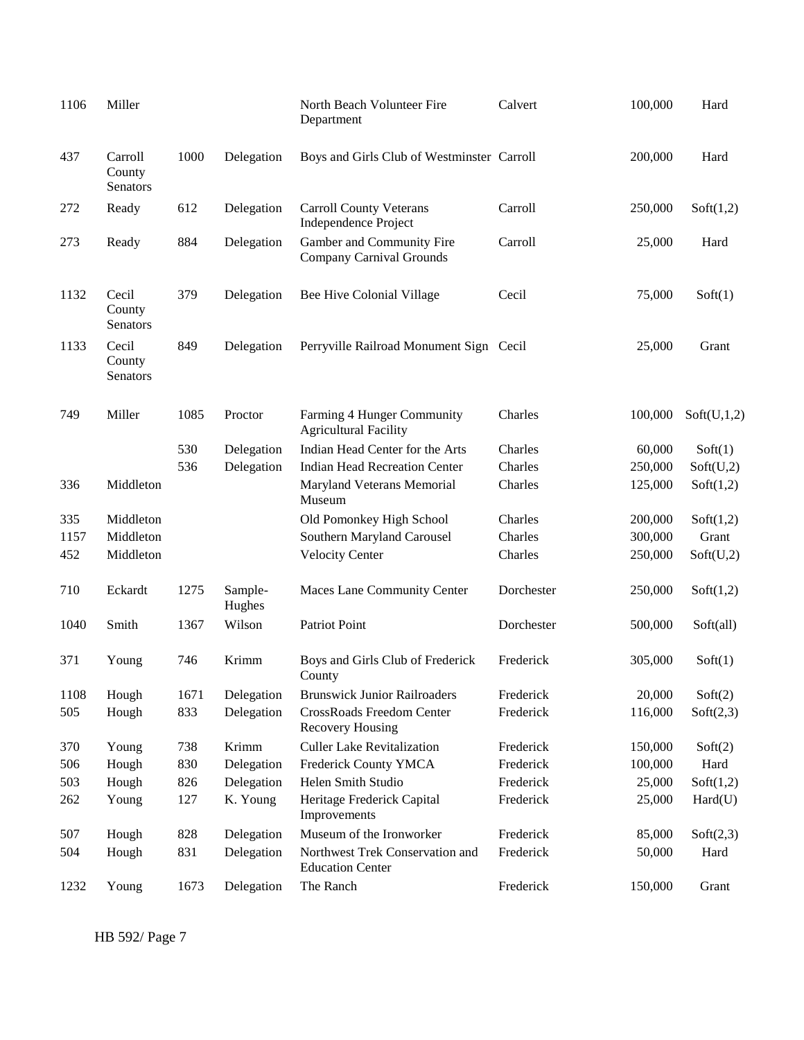| | | | | | | | |
|---|---|---|---|---|---|---|---|
| 1106 | Miller | | | North Beach Volunteer Fire Department | Calvert | 100,000 | Hard |
| 437 | Carroll County Senators | 1000 | Delegation | Boys and Girls Club of Westminster | Carroll | 200,000 | Hard |
| 272 | Ready | 612 | Delegation | Carroll County Veterans Independence Project | Carroll | 250,000 | Soft(1,2) |
| 273 | Ready | 884 | Delegation | Gamber and Community Fire Company Carnival Grounds | Carroll | 25,000 | Hard |
| 1132 | Cecil County Senators | 379 | Delegation | Bee Hive Colonial Village | Cecil | 75,000 | Soft(1) |
| 1133 | Cecil County Senators | 849 | Delegation | Perryville Railroad Monument Sign | Cecil | 25,000 | Grant |
| 749 | Miller | 1085 | Proctor | Farming 4 Hunger Community Agricultural Facility | Charles | 100,000 | Soft(U,1,2) |
| | | 530 | Delegation | Indian Head Center for the Arts | Charles | 60,000 | Soft(1) |
| | | 536 | Delegation | Indian Head Recreation Center | Charles | 250,000 | Soft(U,2) |
| 336 | Middleton | | | Maryland Veterans Memorial Museum | Charles | 125,000 | Soft(1,2) |
| 335 | Middleton | | | Old Pomonkey High School | Charles | 200,000 | Soft(1,2) |
| 1157 | Middleton | | | Southern Maryland Carousel | Charles | 300,000 | Grant |
| 452 | Middleton | | | Velocity Center | Charles | 250,000 | Soft(U,2) |
| 710 | Eckardt | 1275 | Sample-Hughes | Maces Lane Community Center | Dorchester | 250,000 | Soft(1,2) |
| 1040 | Smith | 1367 | Wilson | Patriot Point | Dorchester | 500,000 | Soft(all) |
| 371 | Young | 746 | Krimm | Boys and Girls Club of Frederick County | Frederick | 305,000 | Soft(1) |
| 1108 | Hough | 1671 | Delegation | Brunswick Junior Railroaders | Frederick | 20,000 | Soft(2) |
| 505 | Hough | 833 | Delegation | CrossRoads Freedom Center Recovery Housing | Frederick | 116,000 | Soft(2,3) |
| 370 | Young | 738 | Krimm | Culler Lake Revitalization | Frederick | 150,000 | Soft(2) |
| 506 | Hough | 830 | Delegation | Frederick County YMCA | Frederick | 100,000 | Hard |
| 503 | Hough | 826 | Delegation | Helen Smith Studio | Frederick | 25,000 | Soft(1,2) |
| 262 | Young | 127 | K. Young | Heritage Frederick Capital Improvements | Frederick | 25,000 | Hard(U) |
| 507 | Hough | 828 | Delegation | Museum of the Ironworker | Frederick | 85,000 | Soft(2,3) |
| 504 | Hough | 831 | Delegation | Northwest Trek Conservation and Education Center | Frederick | 50,000 | Hard |
| 1232 | Young | 1673 | Delegation | The Ranch | Frederick | 150,000 | Grant |

HB 592/ Page 7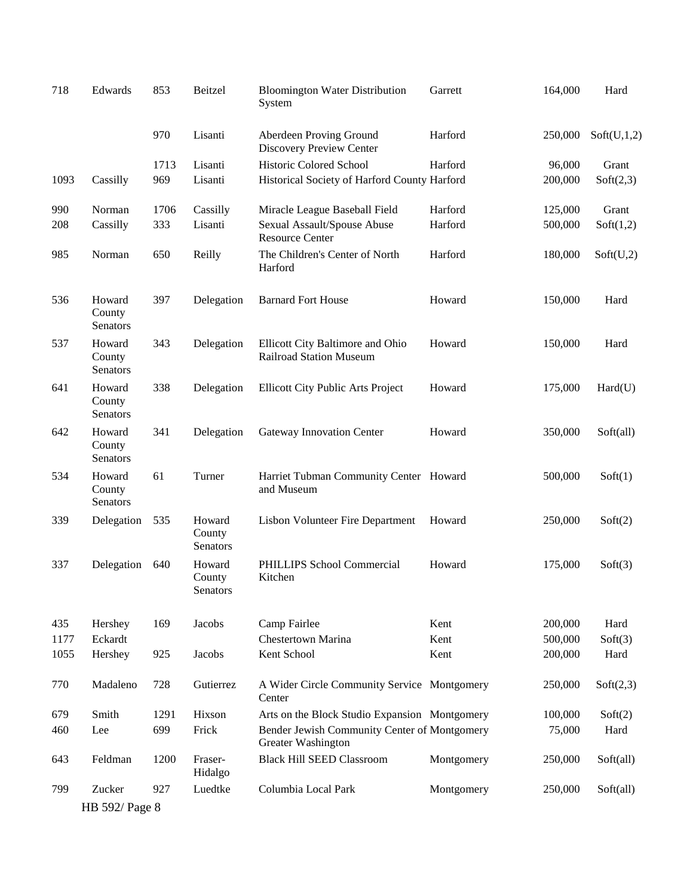| | | | | | | | |
|---|---|---|---|---|---|---|---|
| 718 | Edwards | 853 | Beitzel | Bloomington Water Distribution System | Garrett | 164,000 | Hard |
| | | 970 | Lisanti | Aberdeen Proving Ground Discovery Preview Center | Harford | 250,000 | Soft(U,1,2) |
| | | 1713 | Lisanti | Historic Colored School | Harford | 96,000 | Grant |
| 1093 | Cassilly | 969 | Lisanti | Historical Society of Harford County | Harford | 200,000 | Soft(2,3) |
| 990 | Norman | 1706 | Cassilly | Miracle League Baseball Field | Harford | 125,000 | Grant |
| 208 | Cassilly | 333 | Lisanti | Sexual Assault/Spouse Abuse Resource Center | Harford | 500,000 | Soft(1,2) |
| 985 | Norman | 650 | Reilly | The Children's Center of North Harford | Harford | 180,000 | Soft(U,2) |
| 536 | Howard County Senators | 397 | Delegation | Barnard Fort House | Howard | 150,000 | Hard |
| 537 | Howard County Senators | 343 | Delegation | Ellicott City Baltimore and Ohio Railroad Station Museum | Howard | 150,000 | Hard |
| 641 | Howard County Senators | 338 | Delegation | Ellicott City Public Arts Project | Howard | 175,000 | Hard(U) |
| 642 | Howard County Senators | 341 | Delegation | Gateway Innovation Center | Howard | 350,000 | Soft(all) |
| 534 | Howard County Senators | 61 | Turner | Harriet Tubman Community Center and Museum | Howard | 500,000 | Soft(1) |
| 339 | Delegation | 535 | Howard County Senators | Lisbon Volunteer Fire Department | Howard | 250,000 | Soft(2) |
| 337 | Delegation | 640 | Howard County Senators | PHILLIPS School Commercial Kitchen | Howard | 175,000 | Soft(3) |
| 435 | Hershey | 169 | Jacobs | Camp Fairlee | Kent | 200,000 | Hard |
| 1177 | Eckardt | | | Chestertown Marina | Kent | 500,000 | Soft(3) |
| 1055 | Hershey | 925 | Jacobs | Kent School | Kent | 200,000 | Hard |
| 770 | Madaleno | 728 | Gutierrez | A Wider Circle Community Service Center | Montgomery | 250,000 | Soft(2,3) |
| 679 | Smith | 1291 | Hixson | Arts on the Block Studio Expansion | Montgomery | 100,000 | Soft(2) |
| 460 | Lee | 699 | Frick | Bender Jewish Community Center of Greater Washington | Montgomery | 75,000 | Hard |
| 643 | Feldman | 1200 | Fraser-Hidalgo | Black Hill SEED Classroom | Montgomery | 250,000 | Soft(all) |
| 799 | Zucker | 927 | Luedtke | Columbia Local Park | Montgomery | 250,000 | Soft(all) |

HB 592/ Page 8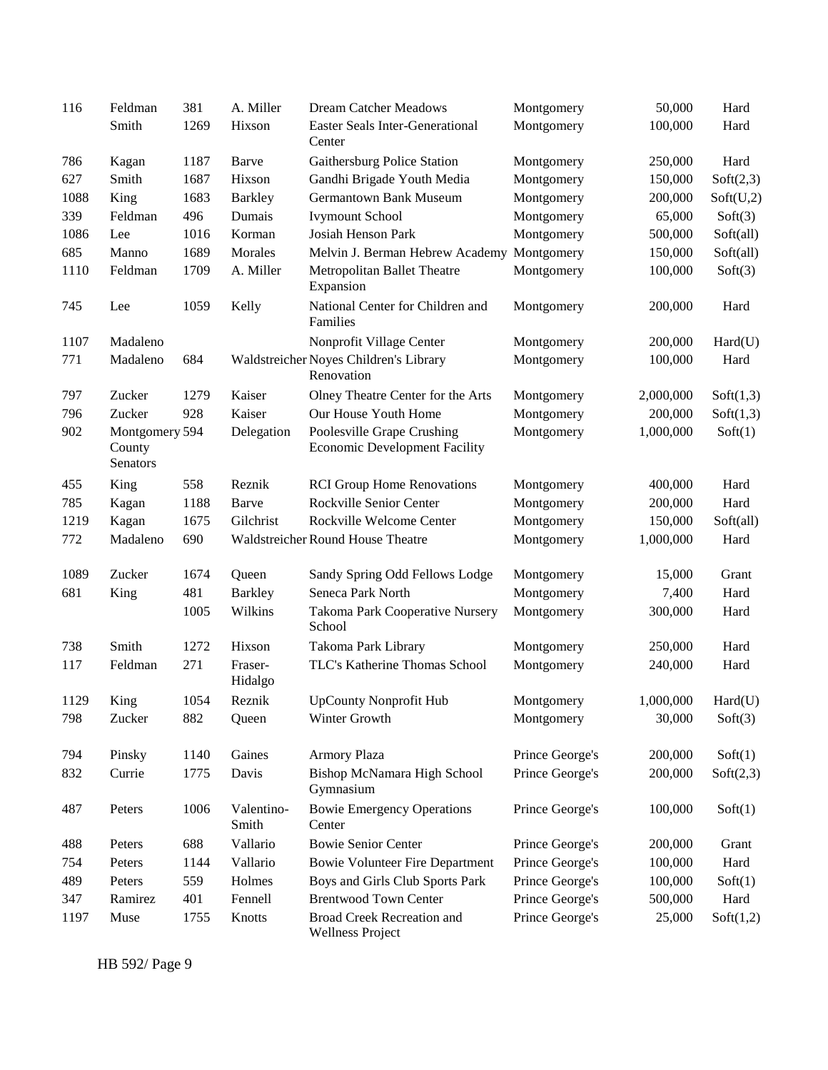| | | | | | | | |
|---|---|---|---|---|---|---|---|
| 116 | Feldman | 381 | A. Miller | Dream Catcher Meadows | Montgomery | 50,000 | Hard |
| | Smith | 1269 | Hixson | Easter Seals Inter-Generational Center | Montgomery | 100,000 | Hard |
| 786 | Kagan | 1187 | Barve | Gaithersburg Police Station | Montgomery | 250,000 | Hard |
| 627 | Smith | 1687 | Hixson | Gandhi Brigade Youth Media | Montgomery | 150,000 | Soft(2,3) |
| 1088 | King | 1683 | Barkley | Germantown Bank Museum | Montgomery | 200,000 | Soft(U,2) |
| 339 | Feldman | 496 | Dumais | Ivymount School | Montgomery | 65,000 | Soft(3) |
| 1086 | Lee | 1016 | Korman | Josiah Henson Park | Montgomery | 500,000 | Soft(all) |
| 685 | Manno | 1689 | Morales | Melvin J. Berman Hebrew Academy | Montgomery | 150,000 | Soft(all) |
| 1110 | Feldman | 1709 | A. Miller | Metropolitan Ballet Theatre Expansion | Montgomery | 100,000 | Soft(3) |
| 745 | Lee | 1059 | Kelly | National Center for Children and Families | Montgomery | 200,000 | Hard |
| 1107 | Madaleno | | | Nonprofit Village Center | Montgomery | 200,000 | Hard(U) |
| 771 | Madaleno | 684 | Waldstreicher | Noyes Children's Library Renovation | Montgomery | 100,000 | Hard |
| 797 | Zucker | 1279 | Kaiser | Olney Theatre Center for the Arts | Montgomery | 2,000,000 | Soft(1,3) |
| 796 | Zucker | 928 | Kaiser | Our House Youth Home | Montgomery | 200,000 | Soft(1,3) |
| 902 | Montgomery County Senators | 594 | Delegation | Poolesville Grape Crushing Economic Development Facility | Montgomery | 1,000,000 | Soft(1) |
| 455 | King | 558 | Reznik | RCI Group Home Renovations | Montgomery | 400,000 | Hard |
| 785 | Kagan | 1188 | Barve | Rockville Senior Center | Montgomery | 200,000 | Hard |
| 1219 | Kagan | 1675 | Gilchrist | Rockville Welcome Center | Montgomery | 150,000 | Soft(all) |
| 772 | Madaleno | 690 | Waldstreicher | Round House Theatre | Montgomery | 1,000,000 | Hard |
| 1089 | Zucker | 1674 | Queen | Sandy Spring Odd Fellows Lodge | Montgomery | 15,000 | Grant |
| 681 | King | 481 | Barkley | Seneca Park North | Montgomery | 7,400 | Hard |
| | | 1005 | Wilkins | Takoma Park Cooperative Nursery School | Montgomery | 300,000 | Hard |
| 738 | Smith | 1272 | Hixson | Takoma Park Library | Montgomery | 250,000 | Hard |
| 117 | Feldman | 271 | Fraser-Hidalgo | TLC's Katherine Thomas School | Montgomery | 240,000 | Hard |
| 1129 | King | 1054 | Reznik | UpCounty Nonprofit Hub | Montgomery | 1,000,000 | Hard(U) |
| 798 | Zucker | 882 | Queen | Winter Growth | Montgomery | 30,000 | Soft(3) |
| 794 | Pinsky | 1140 | Gaines | Armory Plaza | Prince George's | 200,000 | Soft(1) |
| 832 | Currie | 1775 | Davis | Bishop McNamara High School Gymnasium | Prince George's | 200,000 | Soft(2,3) |
| 487 | Peters | 1006 | Valentino-Smith | Bowie Emergency Operations Center | Prince George's | 100,000 | Soft(1) |
| 488 | Peters | 688 | Vallario | Bowie Senior Center | Prince George's | 200,000 | Grant |
| 754 | Peters | 1144 | Vallario | Bowie Volunteer Fire Department | Prince George's | 100,000 | Hard |
| 489 | Peters | 559 | Holmes | Boys and Girls Club Sports Park | Prince George's | 100,000 | Soft(1) |
| 347 | Ramirez | 401 | Fennell | Brentwood Town Center | Prince George's | 500,000 | Hard |
| 1197 | Muse | 1755 | Knotts | Broad Creek Recreation and Wellness Project | Prince George's | 25,000 | Soft(1,2) |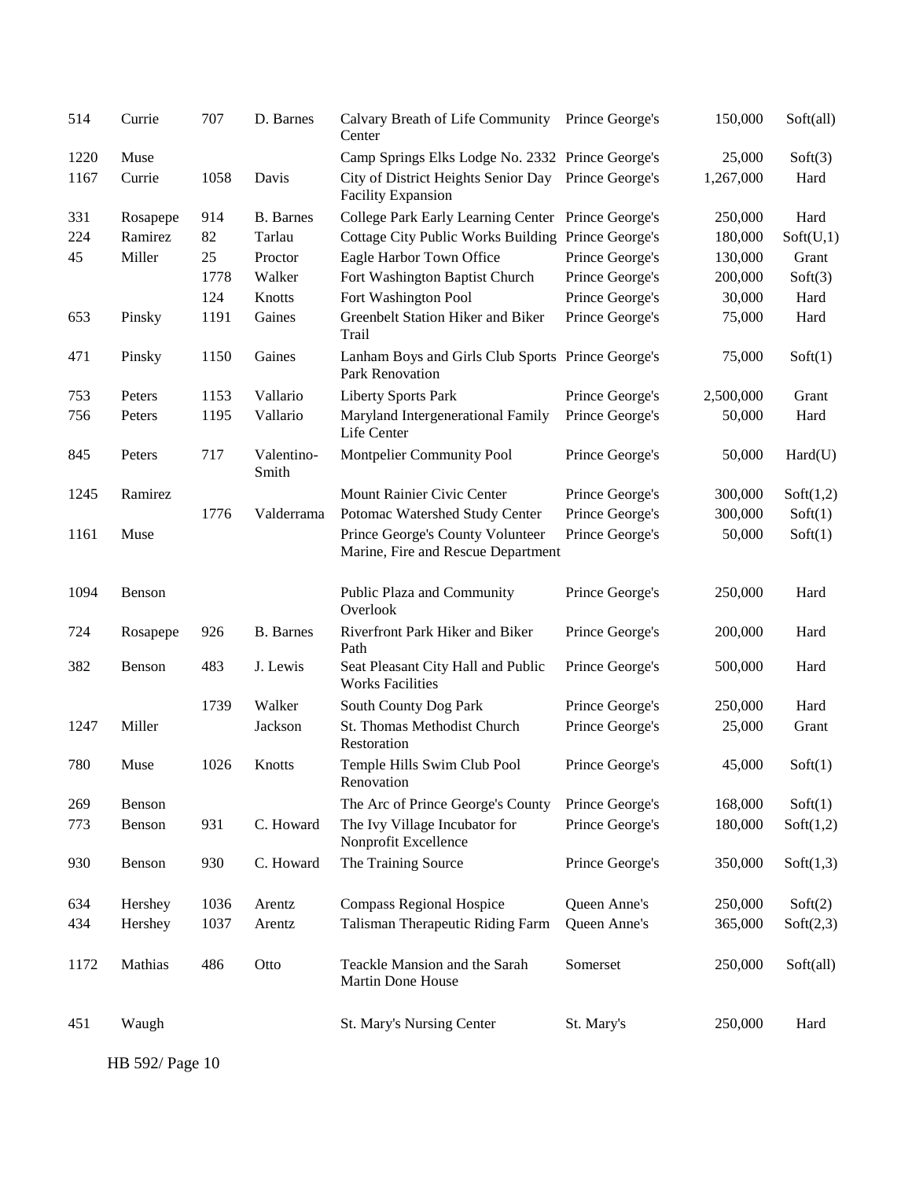| | | | | | | | |
|---|---|---|---|---|---|---|---|
| 514 | Currie | 707 | D. Barnes | Calvary Breath of Life Community Center | Prince George's | 150,000 | Soft(all) |
| 1220 | Muse | | | Camp Springs Elks Lodge No. 2332 | Prince George's | 25,000 | Soft(3) |
| 1167 | Currie | 1058 | Davis | City of District Heights Senior Day Facility Expansion | Prince George's | 1,267,000 | Hard |
| 331 | Rosapepe | 914 | B. Barnes | College Park Early Learning Center | Prince George's | 250,000 | Hard |
| 224 | Ramirez | 82 | Tarlau | Cottage City Public Works Building | Prince George's | 180,000 | Soft(U,1) |
| 45 | Miller | 25 | Proctor | Eagle Harbor Town Office | Prince George's | 130,000 | Grant |
| | | 1778 | Walker | Fort Washington Baptist Church | Prince George's | 200,000 | Soft(3) |
| | | 124 | Knotts | Fort Washington Pool | Prince George's | 30,000 | Hard |
| 653 | Pinsky | 1191 | Gaines | Greenbelt Station Hiker and Biker Trail | Prince George's | 75,000 | Hard |
| 471 | Pinsky | 1150 | Gaines | Lanham Boys and Girls Club Sports Park Renovation | Prince George's | 75,000 | Soft(1) |
| 753 | Peters | 1153 | Vallario | Liberty Sports Park | Prince George's | 2,500,000 | Grant |
| 756 | Peters | 1195 | Vallario | Maryland Intergenerational Family Life Center | Prince George's | 50,000 | Hard |
| 845 | Peters | 717 | Valentino-Smith | Montpelier Community Pool | Prince George's | 50,000 | Hard(U) |
| 1245 | Ramirez | | | Mount Rainier Civic Center | Prince George's | 300,000 | Soft(1,2) |
| | | 1776 | Valderrama | Potomac Watershed Study Center | Prince George's | 300,000 | Soft(1) |
| 1161 | Muse | | | Prince George's County Volunteer Marine, Fire and Rescue Department | Prince George's | 50,000 | Soft(1) |
| 1094 | Benson | | | Public Plaza and Community Overlook | Prince George's | 250,000 | Hard |
| 724 | Rosapepe | 926 | B. Barnes | Riverfront Park Hiker and Biker Path | Prince George's | 200,000 | Hard |
| 382 | Benson | 483 | J. Lewis | Seat Pleasant City Hall and Public Works Facilities | Prince George's | 500,000 | Hard |
| | | 1739 | Walker | South County Dog Park | Prince George's | 250,000 | Hard |
| 1247 | Miller | | Jackson | St. Thomas Methodist Church Restoration | Prince George's | 25,000 | Grant |
| 780 | Muse | 1026 | Knotts | Temple Hills Swim Club Pool Renovation | Prince George's | 45,000 | Soft(1) |
| 269 | Benson | | | The Arc of Prince George's County | Prince George's | 168,000 | Soft(1) |
| 773 | Benson | 931 | C. Howard | The Ivy Village Incubator for Nonprofit Excellence | Prince George's | 180,000 | Soft(1,2) |
| 930 | Benson | 930 | C. Howard | The Training Source | Prince George's | 350,000 | Soft(1,3) |
| 634 | Hershey | 1036 | Arentz | Compass Regional Hospice | Queen Anne's | 250,000 | Soft(2) |
| 434 | Hershey | 1037 | Arentz | Talisman Therapeutic Riding Farm | Queen Anne's | 365,000 | Soft(2,3) |
| 1172 | Mathias | 486 | Otto | Teackle Mansion and the Sarah Martin Done House | Somerset | 250,000 | Soft(all) |
| 451 | Waugh | | | St. Mary's Nursing Center | St. Mary's | 250,000 | Hard |

HB 592/ Page 10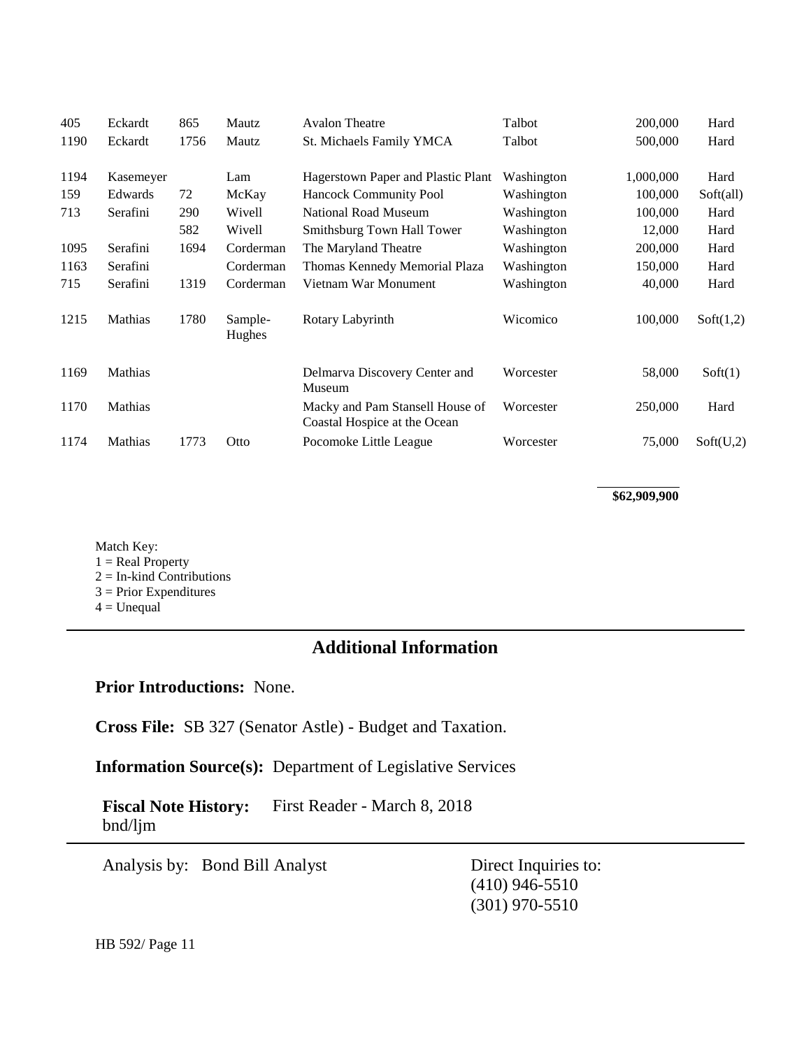| | | | | | | | |
|---|---|---|---|---|---|---|---|
| 405 | Eckardt | 865 | Mautz | Avalon Theatre | Talbot | 200,000 | Hard |
| 1190 | Eckardt | 1756 | Mautz | St. Michaels Family YMCA | Talbot | 500,000 | Hard |
| 1194 | Kasemeyer | | Lam | Hagerstown Paper and Plastic Plant | Washington | 1,000,000 | Hard |
| 159 | Edwards | 72 | McKay | Hancock Community Pool | Washington | 100,000 | Soft(all) |
| 713 | Serafini | 290 | Wivell | National Road Museum | Washington | 100,000 | Hard |
| | | 582 | Wivell | Smithsburg Town Hall Tower | Washington | 12,000 | Hard |
| 1095 | Serafini | 1694 | Corderman | The Maryland Theatre | Washington | 200,000 | Hard |
| 1163 | Serafini | | Corderman | Thomas Kennedy Memorial Plaza | Washington | 150,000 | Hard |
| 715 | Serafini | 1319 | Corderman | Vietnam War Monument | Washington | 40,000 | Hard |
| 1215 | Mathias | 1780 | Sample-Hughes | Rotary Labyrinth | Wicomico | 100,000 | Soft(1,2) |
| 1169 | Mathias | | | Delmarva Discovery Center and Museum | Worcester | 58,000 | Soft(1) |
| 1170 | Mathias | | | Macky and Pam Stansell House of Coastal Hospice at the Ocean | Worcester | 250,000 | Hard |
| 1174 | Mathias | 1773 | Otto | Pocomoke Little League | Worcester | 75,000 | Soft(U,2) |
| | | | | | | **$62,909,900** | |

Match Key:
1 = Real Property
2 = In-kind Contributions
3 = Prior Expenditures
4 = Unequal

## Additional Information

**Prior Introductions:** None.

**Cross File:** SB 327 (Senator Astle) - Budget and Taxation.

**Information Source(s):** Department of Legislative Services

**Fiscal Note History:** First Reader - March 8, 2018
bnd/ljm

Analysis by: Bond Bill Analyst

Direct Inquiries to:
(410) 946-5510
(301) 970-5510